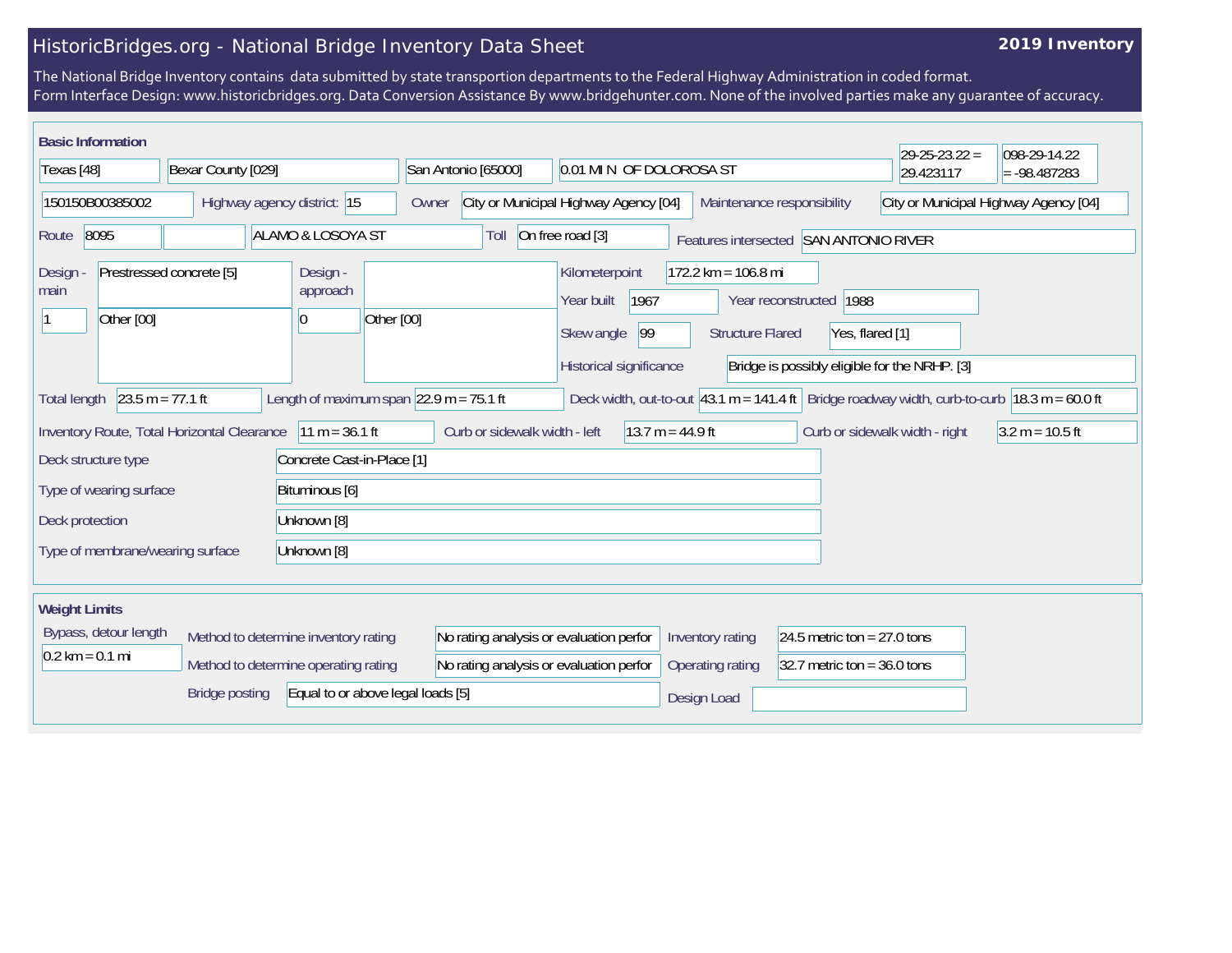# HistoricBridges.org - National Bridge Inventory Data Sheet

**2019 Inventory**

The National Bridge Inventory contains data submitted by state transportion departments to the Federal Highway Administration in coded format.
Form Interface Design: www.historicbridges.org. Data Conversion Assistance By www.bridgehunter.com. None of the involved parties make any guarantee of accuracy.

## Basic Information

| | |
|---|---|
| State | Texas [48] |
| County | Bexar County [029] |
| Place | San Antonio [65000] |
| Location | 0.01 MI N OF DOLOROSA ST |
| Latitude | 29-25-23.22 = 29.423117 |
| Longitude | 098-29-14.22 = -98.487283 |
| Structure number | 150150B00385002 |
| Highway agency district | 15 |
| Owner | City or Municipal Highway Agency [04] |
| Maintenance responsibility | City or Municipal Highway Agency [04] |
| Route | 8095 |
| Facility carried | ALAMO & LOSOYA ST |
| Toll | On free road [3] |
| Features intersected | SAN ANTONIO RIVER |
| Design - main | Prestressed concrete [5] |
| Main spans | 1 |
| Main design type | Other [00] |
| Design - approach | |
| Approach spans | 0 |
| Approach design type | Other [00] |
| Kilometerpoint | 172.2 km = 106.8 mi |
| Year built | 1967 |
| Year reconstructed | 1988 |
| Skew angle | 99 |
| Structure Flared | Yes, flared [1] |
| Historical significance | Bridge is possibly eligible for the NRHP. [3] |
| Total length | 23.5 m = 77.1 ft |
| Length of maximum span | 22.9 m = 75.1 ft |
| Deck width, out-to-out | 43.1 m = 141.4 ft |
| Bridge roadway width, curb-to-curb | 18.3 m = 60.0 ft |
| Inventory Route, Total Horizontal Clearance | 11 m = 36.1 ft |
| Curb or sidewalk width - left | 13.7 m = 44.9 ft |
| Curb or sidewalk width - right | 3.2 m = 10.5 ft |
| Deck structure type | Concrete Cast-in-Place [1] |
| Type of wearing surface | Bituminous [6] |
| Deck protection | Unknown [8] |
| Type of membrane/wearing surface | Unknown [8] |

## Weight Limits

| | |
|---|---|
| Bypass, detour length | 0.2 km = 0.1 mi |
| Method to determine inventory rating | No rating analysis or evaluation perfor |
| Method to determine operating rating | No rating analysis or evaluation perfor |
| Inventory rating | 24.5 metric ton = 27.0 tons |
| Operating rating | 32.7 metric ton = 36.0 tons |
| Bridge posting | Equal to or above legal loads [5] |
| Design Load | |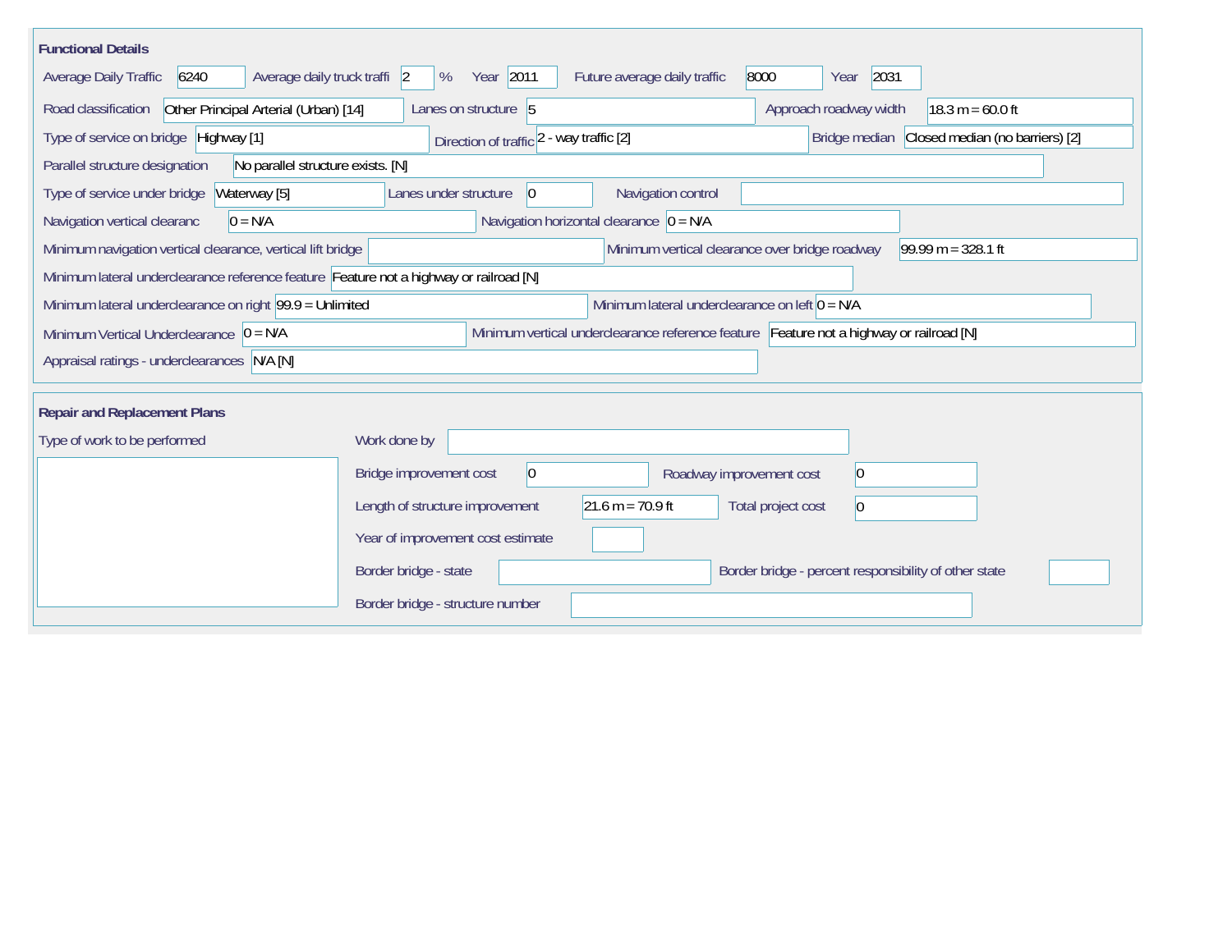## Functional Details

| Field | Value |
|---|---|
| Average Daily Traffic | 6240 |
| Average daily truck traffi | 2 % |
| Year | 2011 |
| Future average daily traffic | 8000 |
| Year | 2031 |
| Road classification | Other Principal Arterial (Urban) [14] |
| Lanes on structure | 5 |
| Approach roadway width | 18.3 m = 60.0 ft |
| Type of service on bridge | Highway [1] |
| Direction of traffic | 2 - way traffic [2] |
| Bridge median | Closed median (no barriers) [2] |
| Parallel structure designation | No parallel structure exists. [N] |
| Type of service under bridge | Waterway [5] |
| Lanes under structure | 0 |
| Navigation control | |
| Navigation vertical clearanc | 0 = N/A |
| Navigation horizontal clearance | 0 = N/A |
| Minimum navigation vertical clearance, vertical lift bridge | |
| Minimum vertical clearance over bridge roadway | 99.99 m = 328.1 ft |
| Minimum lateral underclearance reference feature | Feature not a highway or railroad [N] |
| Minimum lateral underclearance on right | 99.9 = Unlimited |
| Minimum lateral underclearance on left | 0 = N/A |
| Minimum Vertical Underclearance | 0 = N/A |
| Minimum vertical underclearance reference feature | Feature not a highway or railroad [N] |
| Appraisal ratings - underclearances | N/A [N] |

## Repair and Replacement Plans

| Field | Value |
|---|---|
| Type of work to be performed | |
| Work done by | |
| Bridge improvement cost | 0 |
| Roadway improvement cost | 0 |
| Length of structure improvement | 21.6 m = 70.9 ft |
| Total project cost | 0 |
| Year of improvement cost estimate | |
| Border bridge - state | |
| Border bridge - percent responsibility of other state | |
| Border bridge - structure number | |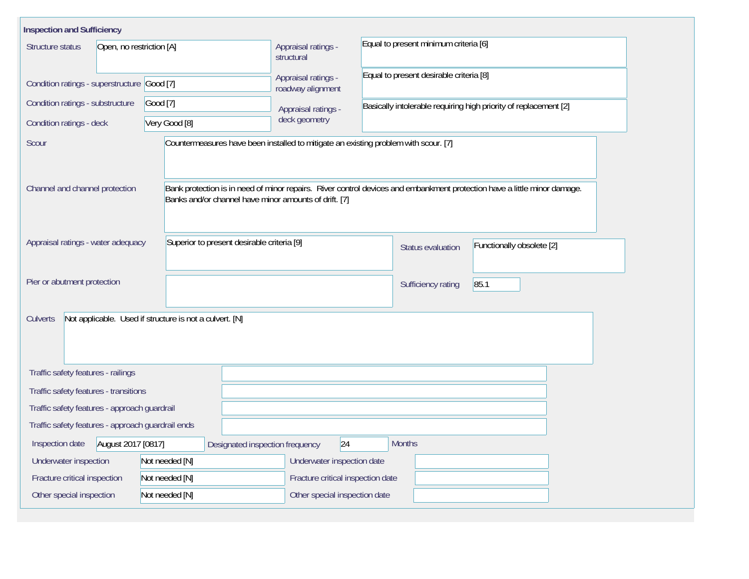## Inspection and Sufficiency

| Field | Value |
|---|---|
| Structure status | Open, no restriction [A] |
| Condition ratings - superstructure | Good [7] |
| Condition ratings - substructure | Good [7] |
| Condition ratings - deck | Very Good [8] |
| Appraisal ratings - structural | Equal to present minimum criteria [6] |
| Appraisal ratings - roadway alignment | Equal to present desirable criteria [8] |
| Appraisal ratings - deck geometry | Basically intolerable requiring high priority of replacement [2] |
| Scour | Countermeasures have been installed to mitigate an existing problem with scour. [7] |
| Channel and channel protection | Bank protection is in need of minor repairs. River control devices and embankment protection have a little minor damage. Banks and/or channel have minor amounts of drift. [7] |
| Appraisal ratings - water adequacy | Superior to present desirable criteria [9] |
| Status evaluation | Functionally obsolete [2] |
| Pier or abutment protection | |
| Sufficiency rating | 85.1 |
| Culverts | Not applicable. Used if structure is not a culvert. [N] |
| Traffic safety features - railings | |
| Traffic safety features - transitions | |
| Traffic safety features - approach guardrail | |
| Traffic safety features - approach guardrail ends | |
| Inspection date | August 2017 [0817] |
| Designated inspection frequency | 24 Months |
| Underwater inspection | Not needed [N] |
| Underwater inspection date | |
| Fracture critical inspection | Not needed [N] |
| Fracture critical inspection date | |
| Other special inspection | Not needed [N] |
| Other special inspection date | |